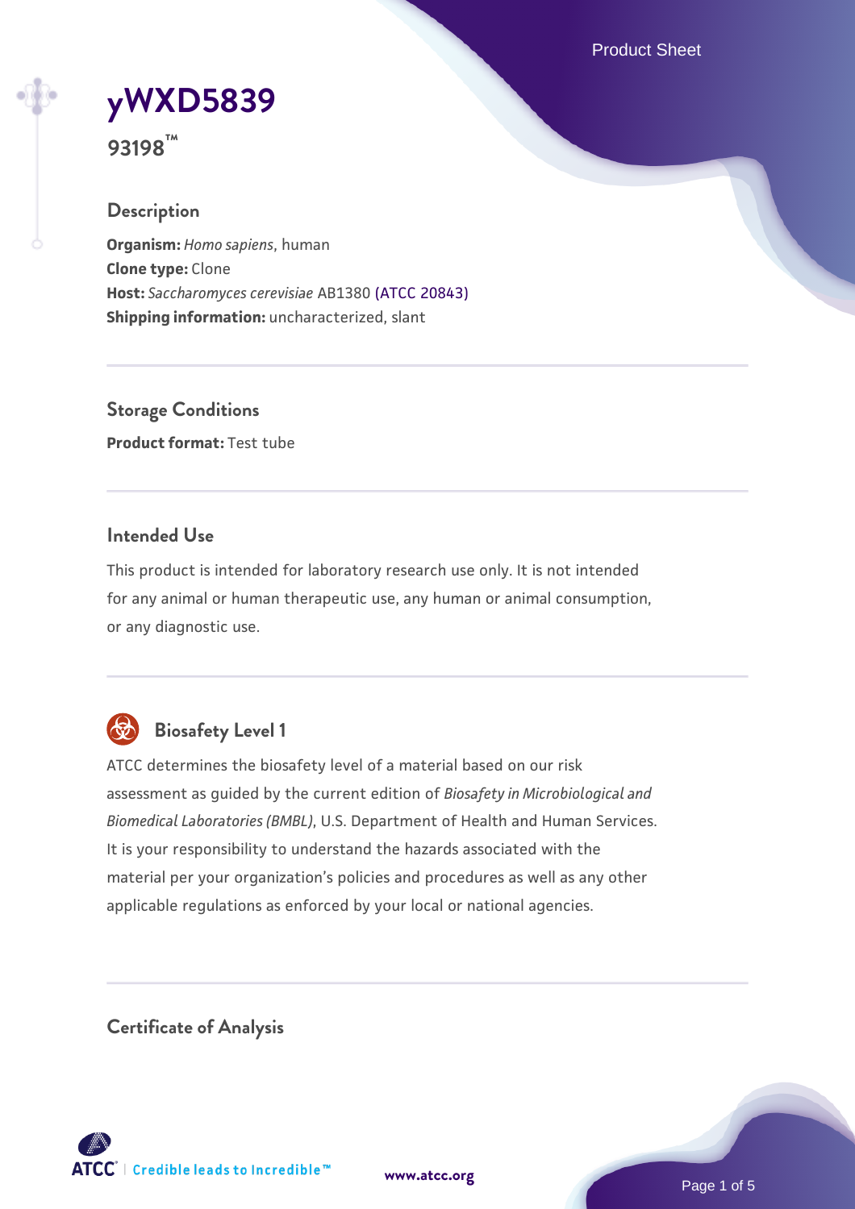# yWXD5839

**93198™**

## Description

**Organism:** *Homo sapiens*, human
**Clone type:** Clone
**Host:** *Saccharomyces cerevisiae* AB1380 (ATCC 20843)
**Shipping information:** uncharacterized, slant

## Storage Conditions

**Product format:** Test tube

## Intended Use

This product is intended for laboratory research use only. It is not intended for any animal or human therapeutic use, any human or animal consumption, or any diagnostic use.

## Biosafety Level 1

ATCC determines the biosafety level of a material based on our risk assessment as guided by the current edition of *Biosafety in Microbiological and Biomedical Laboratories (BMBL)*, U.S. Department of Health and Human Services. It is your responsibility to understand the hazards associated with the material per your organization's policies and procedures as well as any other applicable regulations as enforced by your local or national agencies.

## Certificate of Analysis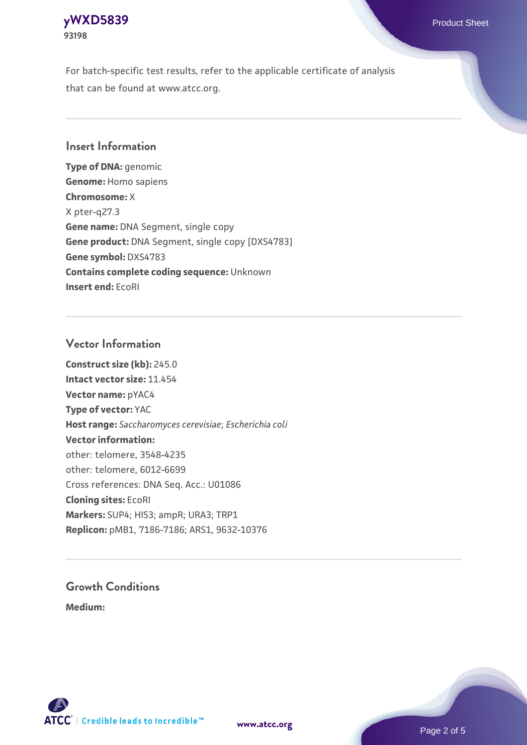For batch-specific test results, refer to the applicable certificate of analysis that can be found at www.atcc.org.

## Insert Information

**Type of DNA:** genomic
**Genome:** Homo sapiens
**Chromosome:** X
X pter-q27.3
**Gene name:** DNA Segment, single copy
**Gene product:** DNA Segment, single copy [DXS4783]
**Gene symbol:** DXS4783
**Contains complete coding sequence:** Unknown
**Insert end:** EcoRI

## Vector Information

**Construct size (kb):** 245.0
**Intact vector size:** 11.454
**Vector name:** pYAC4
**Type of vector:** YAC
**Host range:** *Saccharomyces cerevisiae*; *Escherichia coli*
**Vector information:**
other: telomere, 3548-4235
other: telomere, 6012-6699
Cross references: DNA Seq. Acc.: U01086
**Cloning sites:** EcoRI
**Markers:** SUP4; HIS3; ampR; URA3; TRP1
**Replicon:** pMB1, 7186-7186; ARS1, 9632-10376

## Growth Conditions

**Medium:**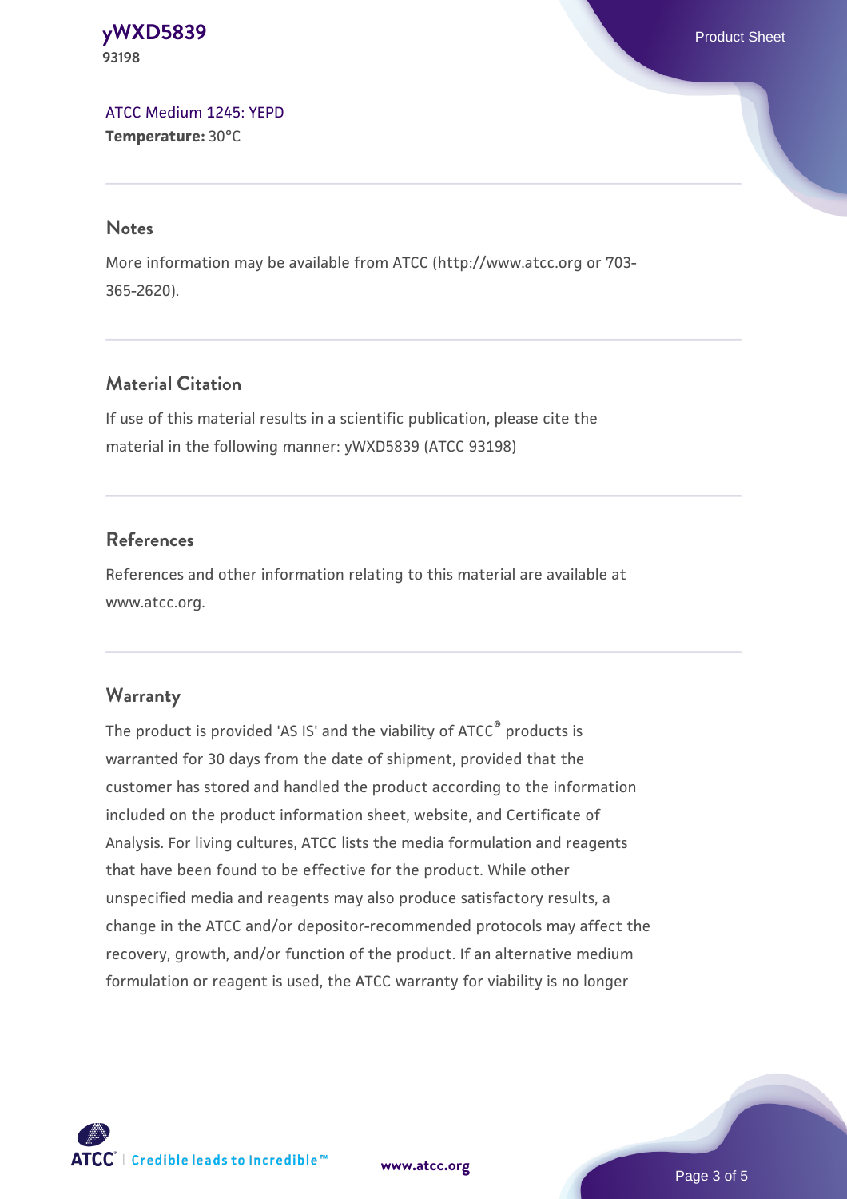ATCC Medium 1245: YEPD
**Temperature:** 30°C

## Notes

More information may be available from ATCC (http://www.atcc.org or 703-365-2620).

## Material Citation

If use of this material results in a scientific publication, please cite the material in the following manner: yWXD5839 (ATCC 93198)

## References

References and other information relating to this material are available at www.atcc.org.

## Warranty

The product is provided 'AS IS' and the viability of ATCC® products is warranted for 30 days from the date of shipment, provided that the customer has stored and handled the product according to the information included on the product information sheet, website, and Certificate of Analysis. For living cultures, ATCC lists the media formulation and reagents that have been found to be effective for the product. While other unspecified media and reagents may also produce satisfactory results, a change in the ATCC and/or depositor-recommended protocols may affect the recovery, growth, and/or function of the product. If an alternative medium formulation or reagent is used, the ATCC warranty for viability is no longer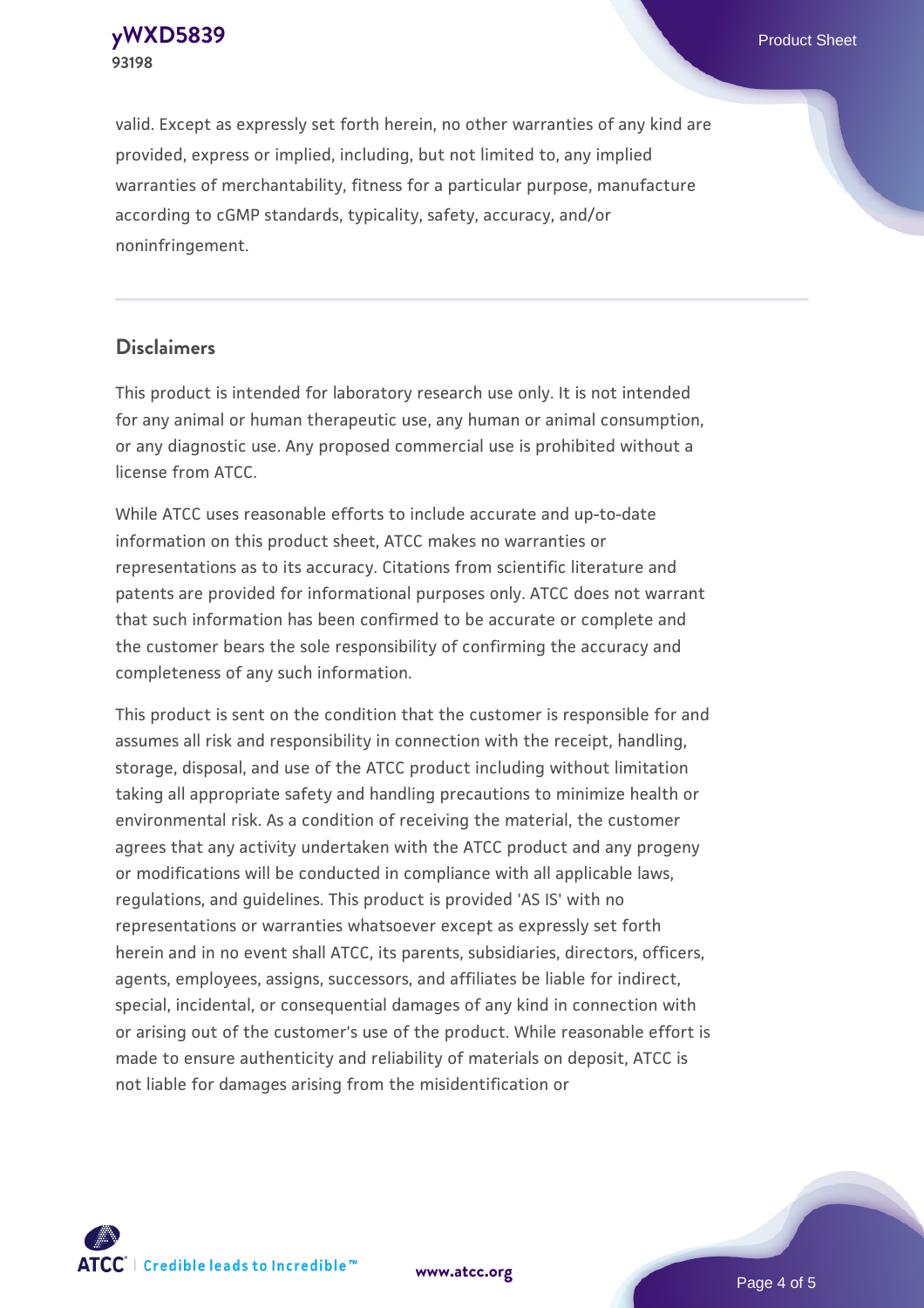valid. Except as expressly set forth herein, no other warranties of any kind are provided, express or implied, including, but not limited to, any implied warranties of merchantability, fitness for a particular purpose, manufacture according to cGMP standards, typicality, safety, accuracy, and/or noninfringement.

## Disclaimers

This product is intended for laboratory research use only. It is not intended for any animal or human therapeutic use, any human or animal consumption, or any diagnostic use. Any proposed commercial use is prohibited without a license from ATCC.

While ATCC uses reasonable efforts to include accurate and up-to-date information on this product sheet, ATCC makes no warranties or representations as to its accuracy. Citations from scientific literature and patents are provided for informational purposes only. ATCC does not warrant that such information has been confirmed to be accurate or complete and the customer bears the sole responsibility of confirming the accuracy and completeness of any such information.

This product is sent on the condition that the customer is responsible for and assumes all risk and responsibility in connection with the receipt, handling, storage, disposal, and use of the ATCC product including without limitation taking all appropriate safety and handling precautions to minimize health or environmental risk. As a condition of receiving the material, the customer agrees that any activity undertaken with the ATCC product and any progeny or modifications will be conducted in compliance with all applicable laws, regulations, and guidelines. This product is provided 'AS IS' with no representations or warranties whatsoever except as expressly set forth herein and in no event shall ATCC, its parents, subsidiaries, directors, officers, agents, employees, assigns, successors, and affiliates be liable for indirect, special, incidental, or consequential damages of any kind in connection with or arising out of the customer's use of the product. While reasonable effort is made to ensure authenticity and reliability of materials on deposit, ATCC is not liable for damages arising from the misidentification or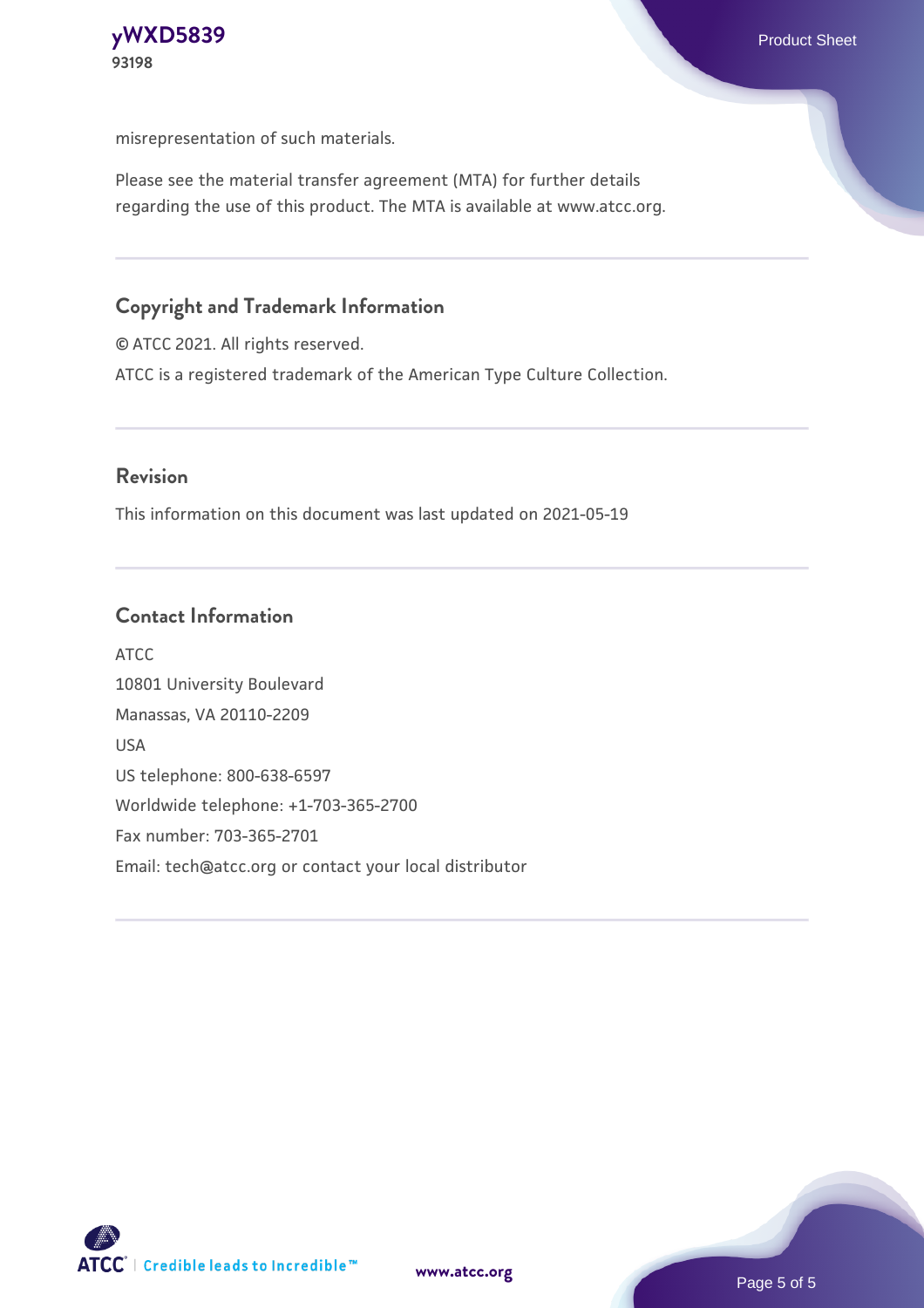misrepresentation of such materials.

Please see the material transfer agreement (MTA) for further details regarding the use of this product. The MTA is available at www.atcc.org.

## Copyright and Trademark Information

© ATCC 2021. All rights reserved.

ATCC is a registered trademark of the American Type Culture Collection.

## Revision

This information on this document was last updated on 2021-05-19

## Contact Information

ATCC
10801 University Boulevard
Manassas, VA 20110-2209
USA
US telephone: 800-638-6597
Worldwide telephone: +1-703-365-2700
Fax number: 703-365-2701
Email: tech@atcc.org or contact your local distributor